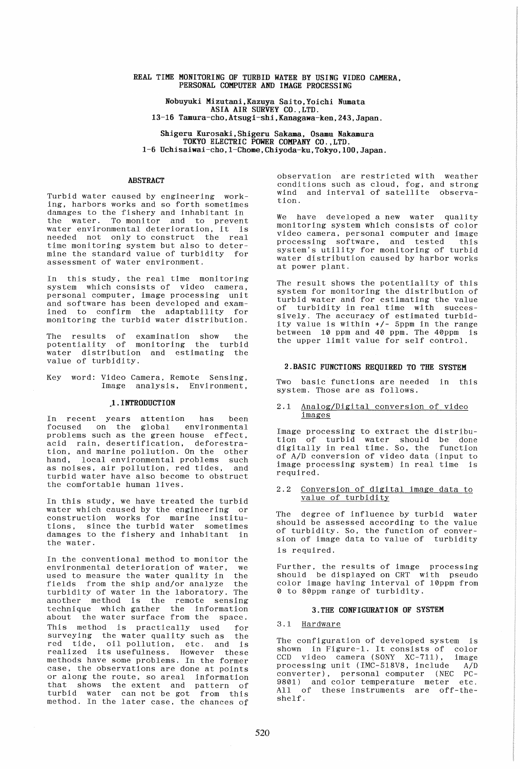# REAL TIME MONITORING OF TURBID WATER BY USING VIDEO CAMERA, PERSONAL COMPUTER AND IMAGE PROCESSING

**Nobuyuki Mizutani, Kazuya Saito, Yoichi Numata**
ASIA AIR SURVEY CO., LTD.
13-16 Tamura-cho, Atsugi-shi, Kanagawa-ken, 243, Japan.

**Shigeru Kurosaki, Shigeru Sakama, Osamu Nakamura**
TOKYO ELECTRIC POWER COMPANY CO., LTD.
1-6 Uchisaiwai-cho, 1-Chome, Chiyoda-ku, Tokyo, 100, Japan.

## ABSTRACT

Turbid water caused by engineering working, harbors works and so forth sometimes damages to the fishery and inhabitant in the water. To monitor and to prevent water environmental deterioration, it is needed not only to construct the real time monitoring system but also to determine the standard value of turbidity for assessment of water environment.

In this study, the real time monitoring system which consists of video camera, personal computer, image processing unit and software has been developed and examined to confirm the adaptability for monitoring the turbid water distribution.

The results of examination show the potentiality of monitoring the turbid water distribution and estimating the value of turbidity.

Key word: Video Camera, Remote Sensing, Image analysis, Environment,

## 1. INTRODUCTION

In recent years attention has been focused on the global environmental problems such as the green house effect, acid rain, desertification, deforestration, and marine pollution. On the other hand, local environmental problems such as noises, air pollution, red tides, and turbid water have also become to obstruct the comfortable human lives.

In this study, we have treated the turbid water which caused by the engineering or construction works for marine institutions, since the turbid water sometimes damages to the fishery and inhabitant in the water.

In the conventional method to monitor the environmental deterioration of water, we used to measure the water quality in the fields from the ship and/or analyze the turbidity of water in the laboratory. The another method is the remote sensing technique which gather the information about the water surface from the space. This method is practically used for surveying the water quality such as the red tide, oil pollution, etc. and is realized its usefulness. However these methods have some problems. In the former case, the observations are done at points or along the route, so areal information that shows the extent and pattern of turbid water can not be got from this method. In the later case, the chances of observation are restricted with weather conditions such as cloud, fog, and strong wind and interval of satellite observation.

We have developed a new water quality monitoring system which consists of color video camera, personal computer and image processing software, and tested this system's utility for monitoring of turbid water distribution caused by harbor works at power plant.

The result shows the potentiality of this system for monitoring the distribution of turbid water and for estimating the value of turbidity in real time with successively. The accuracy of estimated turbidity value is within +/- 5ppm in the range between 10 ppm and 40 ppm. The 40ppm is the upper limit value for self control.

## 2. BASIC FUNCTIONS REQUIRED TO THE SYSTEM

Two basic functions are needed in this system. Those are as follows.

### 2.1 Analog/Digital conversion of video images

Image processing to extract the distribution of turbid water should be done digitally in real time. So, the function of A/D conversion of video data (input to image processing system) in real time is required.

### 2.2 Conversion of digital image data to value of turbidity

The degree of influence by turbid water should be assessed according to the value of turbidity. So, the function of conversion of image data to value of turbidity is required.

Further, the results of image processing should be displayed on CRT with pseudo color image having interval of 10ppm from 0 to 80ppm range of turbidity.

## 3. THE CONFIGURATION OF SYSTEM

### 3.1 Hardware

The configuration of developed system is shown in Figure-1. It consists of color CCD video camera (SONY XC-711), image processing unit (IMC-518V8, include A/D converter), personal computer (NEC PC-9801) and color temperature meter etc. All of these instruments are off-the-shelf.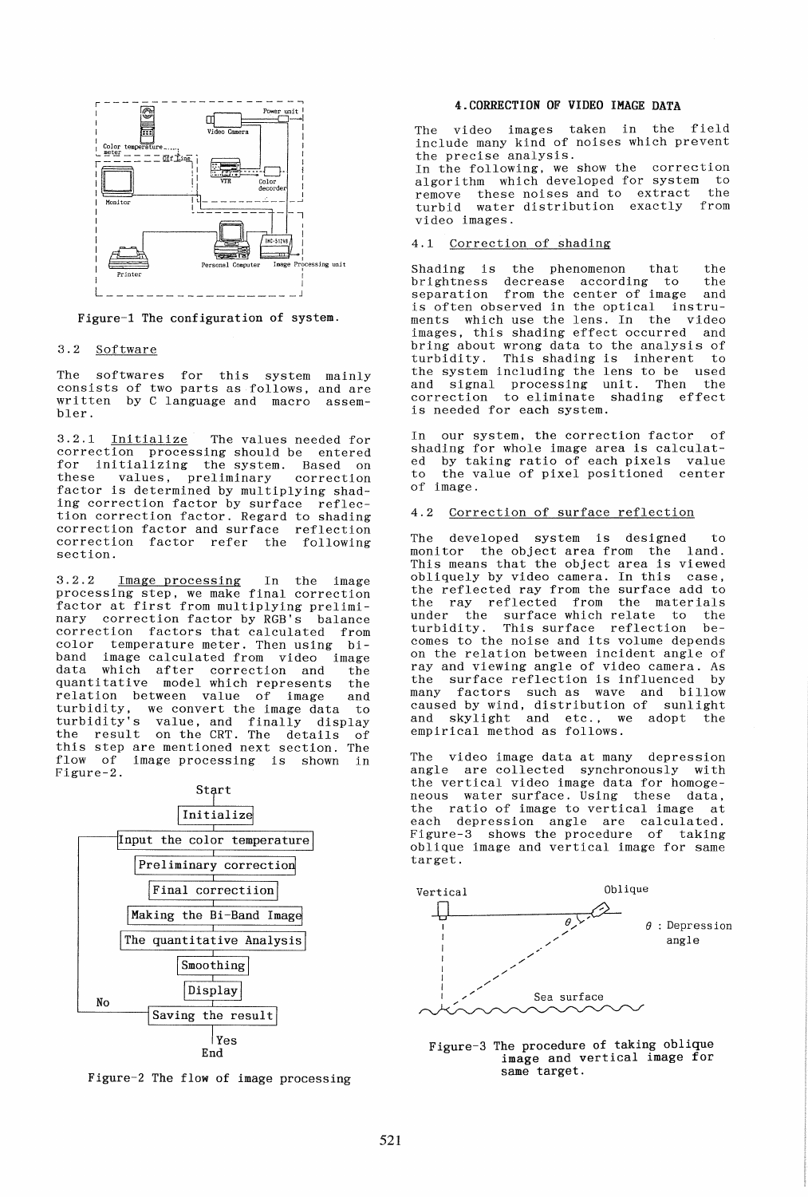Figure-1 The configuration of system.

### 3.2 Software

The softwares for this system mainly consists of two parts as follows, and are written by C language and macro assembler.

3.2.1 Initialize The values needed for correction processing should be entered for initializing the system. Based on these values, preliminary correction factor is determined by multiplying shading correction factor by surface reflection correction factor. Regard to shading correction factor and surface reflection correction factor refer the following section.

3.2.2 Image processing In the image processing step, we make final correction factor at first from multiplying preliminary correction factor by RGB's balance correction factors that calculated from color temperature meter. Then using bi-band image calculated from video image data which after correction and the quantitative model which represents the relation between value of image and turbidity, we convert the image data to turbidity's value, and finally display the result on the CRT. The details of this step are mentioned next section. The flow of image processing is shown in Figure-2.

Figure-2 The flow of image processing

## 4. CORRECTION OF VIDEO IMAGE DATA

The video images taken in the field include many kind of noises which prevent the precise analysis.
In the following, we show the correction algorithm which developed for system to remove these noises and to extract the turbid water distribution exactly from video images.

### 4.1 Correction of shading

Shading is the phenomenon that the brightness decrease according to the separation from the center of image and is often observed in the optical instruments which use the lens. In the video images, this shading effect occurred and bring about wrong data to the analysis of turbidity. This shading is inherent to the system including the lens to be used and signal processing unit. Then the correction to eliminate shading effect is needed for each system.

In our system, the correction factor of shading for whole image area is calculated by taking ratio of each pixels value to the value of pixel positioned center of image.

### 4.2 Correction of surface reflection

The developed system is designed to monitor the object area from the land. This means that the object area is viewed obliquely by video camera. In this case, the reflected ray from the surface add to the ray reflected from the materials under the surface which relate to the turbidity. This surface reflection becomes to the noise and its volume depends on the relation between incident angle of ray and viewing angle of video camera. As the surface reflection is influenced by many factors such as wave and billow caused by wind, distribution of sunlight and skylight and etc., we adopt the empirical method as follows.

The video image data at many depression angle are collected synchronously with the vertical video image data for homogeneous water surface. Using these data, the ratio of image to vertical image at each depression angle are calculated. Figure-3 shows the procedure of taking oblique image and vertical image for same target.

Figure-3 The procedure of taking oblique image and vertical image for same target.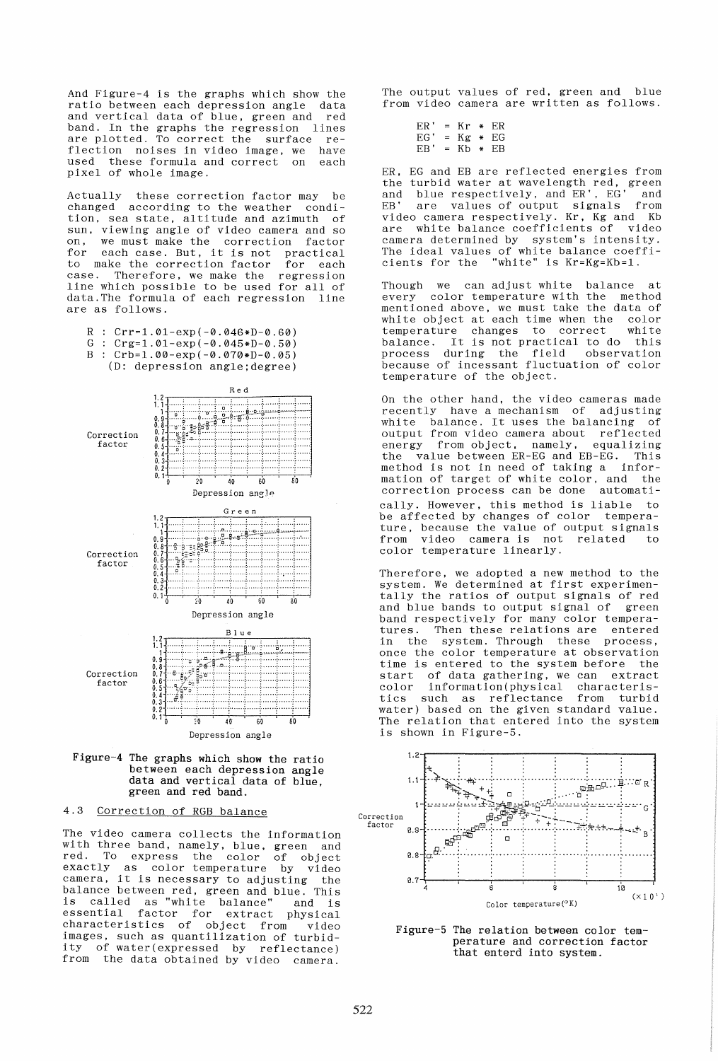And Figure-4 is the graphs which show the ratio between each depression angle data and vertical data of blue, green and red band. In the graphs the regression lines are plotted. To correct the surface reflection noises in video image, we have used these formula and correct on each pixel of whole image.

Actually these correction factor may be changed according to the weather condition, sea state, altitude and azimuth of sun, viewing angle of video camera and so on, we must make the correction factor for each case. But, it is not practical to make the correction factor for each case. Therefore, we make the regression line which possible to be used for all of data.The formula of each regression line are as follows.

R : Crr=1.01-exp(-0.046*D-0.60)
G : Crg=1.01-exp(-0.045*D-0.50)
B : Crb=1.00-exp(-0.070*D-0.05)
(D: depression angle;degree)

Figure-4 The graphs which show the ratio between each depression angle data and vertical data of blue, green and red band.

### 4.3 Correction of RGB balance

The video camera collects the information with three band, namely, blue, green and red. To express the color of object exactly as color temperature by video camera, it is necessary to adjusting the balance between red, green and blue. This is called as "white balance" and is essential factor for extract physical characteristics of object from video images, such as quantilization of turbidity of water(expressed by reflectance) from the data obtained by video camera.

The output values of red, green and blue from video camera are written as follows.

ER' = Kr * ER
EG' = Kg * EG
EB' = Kb * EB

ER, EG and EB are reflected energies from the turbid water at wavelength red, green and blue respectively, and ER', EG' and EB' are values of output signals from video camera respectively. Kr, Kg and Kb are white balance coefficients of video camera determined by system's intensity. The ideal values of white balance coefficients for the "white" is Kr=Kg=Kb=1.

Though we can adjust white balance at every color temperature with the method mentioned above, we must take the data of white object at each time when the color temperature changes to correct white balance. It is not practical to do this process during the field observation because of incessant fluctuation of color temperature of the object.

On the other hand, the video cameras made recently have a mechanism of adjusting white balance. It uses the balancing of output from video camera about reflected energy from object, namely, equalizing the value between ER-EG and EB-EG. This method is not in need of taking a information of target of white color, and the correction process can be done automatically. However, this method is liable to be affected by changes of color temperature, because the value of output signals from video camera is not related to color temperature linearly.

Therefore, we adopted a new method to the system. We determined at first experimentally the ratios of output signals of red and blue bands to output signal of green band respectively for many color temperatures. Then these relations are entered in the system. Through these process, once the color temperature at observation time is entered to the system before the start of data gathering, we can extract color information(physical characteristics such as reflectance from turbid water) based on the given standard value. The relation that entered into the system is shown in Figure-5.

Figure-5 The relation between color temperature and correction factor that enterd into system.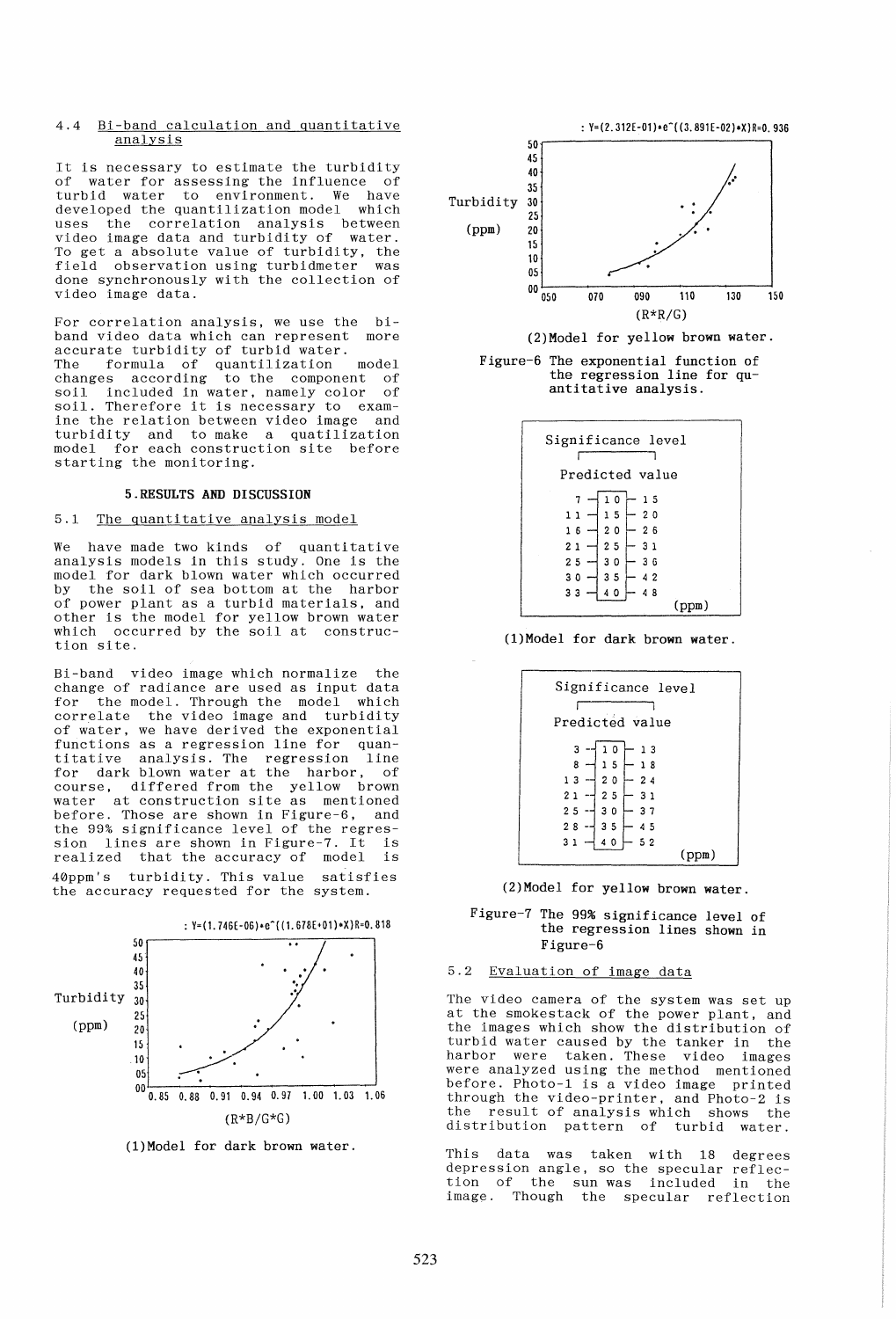### 4.4 Bi-band calculation and quantitative analysis

It is necessary to estimate the turbidity of water for assessing the influence of turbid water to environment. We have developed the quantilization model which uses the correlation analysis between video image data and turbidity of water. To get a absolute value of turbidity, the field observation using turbidmeter was done synchronously with the collection of video image data.

For correlation analysis, we use the bi-band video data which can represent more accurate turbidity of turbid water. The formula of quantilization model changes according to the component of soil included in water, namely color of soil. Therefore it is necessary to examine the relation between video image and turbidity and to make a quatilization model for each construction site before starting the monitoring.

## 5. RESULTS AND DISCUSSION

### 5.1 The quantitative analysis model

We have made two kinds of quantitative analysis models in this study. One is the model for dark blown water which occurred by the soil of sea bottom at the harbor of power plant as a turbid materials, and other is the model for yellow brown water which occurred by the soil at construction site.

Bi-band video image which normalize the change of radiance are used as input data for the model. Through the model which correlate the video image and turbidity of water, we have derived the exponential functions as a regression line for quantitative analysis. The regression line for dark blown water at the harbor, of course, differed from the yellow brown water at construction site as mentioned before. Those are shown in Figure-6, and the 99% significance level of the regression lines are shown in Figure-7. It is realized that the accuracy of model is 40ppm's turbidity. This value satisfies the accuracy requested for the system.

$: Y=(1.746E-06)*e^{((1.678E+01)*X)} R=0.818$

(1)Model for dark brown water.

$: Y=(2.312E-01)*e^{((3.891E-02)*X)} R=0.936$

(2)Model for yellow brown water.

Figure-6 The exponential function of the regression line for quantitative analysis.

(1)Model for dark brown water.

| Significance level (lower) | Predicted value | Significance level (upper) |
|---|---|---|
| 7 | 10 | 15 |
| 11 | 15 | 20 |
| 16 | 20 | 26 |
| 21 | 25 | 31 |
| 25 | 30 | 36 |
| 30 | 35 | 42 |
| 33 | 40 | 48 |

(ppm)

(2)Model for yellow brown water.

| Significance level (lower) | Predicted value | Significance level (upper) |
|---|---|---|
| 3 | 10 | 13 |
| 8 | 15 | 18 |
| 13 | 20 | 24 |
| 21 | 25 | 31 |
| 25 | 30 | 37 |
| 28 | 35 | 45 |
| 31 | 40 | 52 |

(ppm)

Figure-7 The 99% significance level of the regression lines shown in Figure-6

### 5.2 Evaluation of image data

The video camera of the system was set up at the smokestack of the power plant, and the images which show the distribution of turbid water caused by the tanker in the harbor were taken. These video images were analyzed using the method mentioned before. Photo-1 is a video image printed through the video-printer, and Photo-2 is the result of analysis which shows the distribution pattern of turbid water.

This data was taken with 18 degrees depression angle, so the specular reflection of the sun was included in the image. Though the specular reflection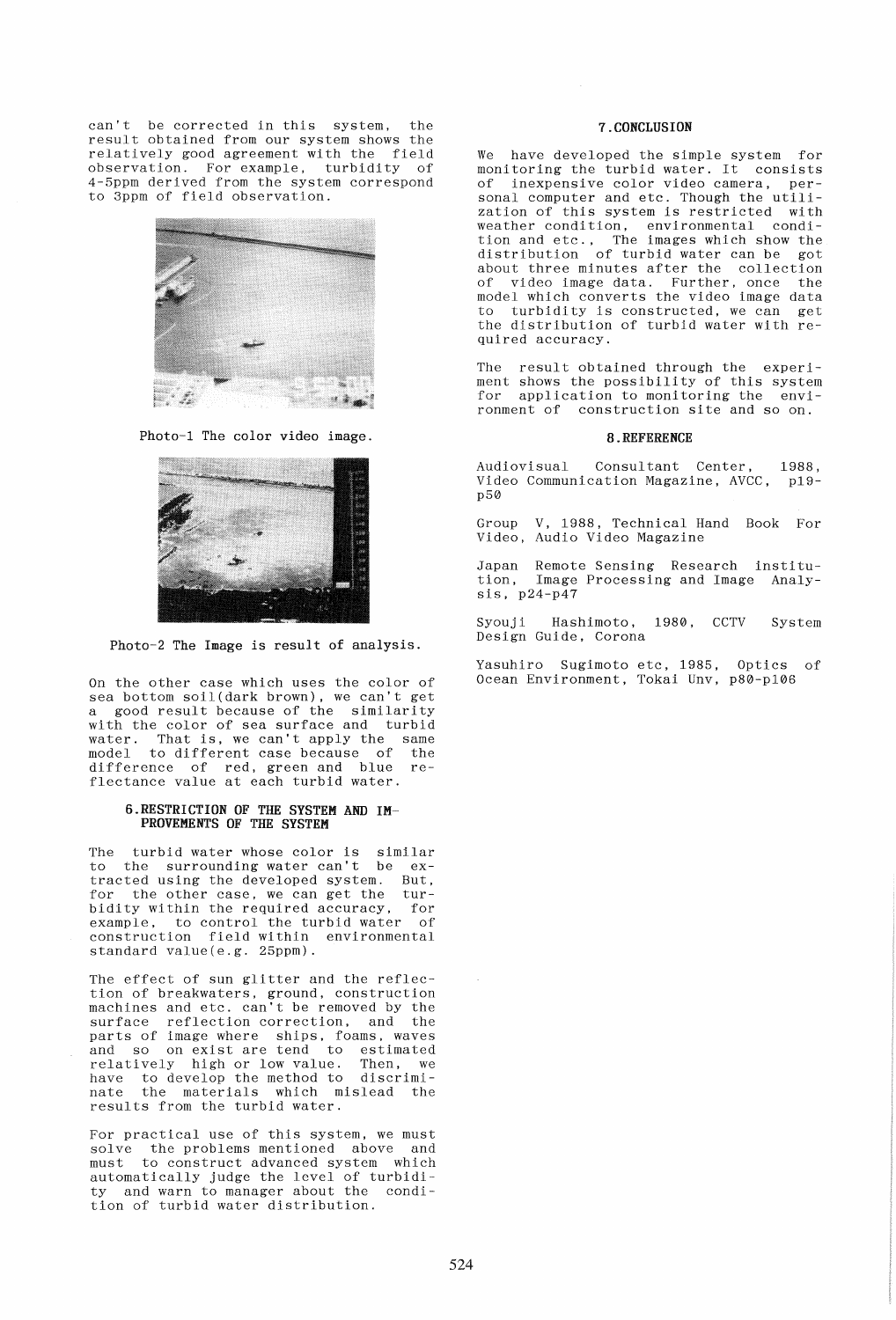can't be corrected in this system, the result obtained from our system shows the relatively good agreement with the field observation. For example, turbidity of 4-5ppm derived from the system correspond to 3ppm of field observation.

Photo-1 The color video image.

Photo-2 The Image is result of analysis.

On the other case which uses the color of sea bottom soil(dark brown), we can't get a good result because of the similarity with the color of sea surface and turbid water. That is, we can't apply the same model to different case because of the difference of red, green and blue reflectance value at each turbid water.

## 6.RESTRICTION OF THE SYSTEM AND IMPROVEMENTS OF THE SYSTEM

The turbid water whose color is similar to the surrounding water can't be extracted using the developed system. But, for the other case, we can get the turbidity within the required accuracy, for example, to control the turbid water of construction field within environmental standard value(e.g. 25ppm).

The effect of sun glitter and the reflection of breakwaters, ground, construction machines and etc. can't be removed by the surface reflection correction, and the parts of image where ships, foams, waves and so on exist are tend to estimated relatively high or low value. Then, we have to develop the method to discriminate the materials which mislead the results from the turbid water.

For practical use of this system, we must solve the problems mentioned above and must to construct advanced system which automatically judge the level of turbidity and warn to manager about the condition of turbid water distribution.

## 7.CONCLUSION

We have developed the simple system for monitoring the turbid water. It consists of inexpensive color video camera, personal computer and etc. Though the utilization of this system is restricted with weather condition, environmental condition and etc., The images which show the distribution of turbid water can be got about three minutes after the collection of video image data. Further, once the model which converts the video image data to turbidity is constructed, we can get the distribution of turbid water with required accuracy.

The result obtained through the experiment shows the possibility of this system for application to monitoring the environment of construction site and so on.

## 8.REFERENCE

Audiovisual Consultant Center, 1988, Video Communication Magazine, AVCC, p19-p50

Group V, 1988, Technical Hand Book For Video, Audio Video Magazine

Japan Remote Sensing Research institution, Image Processing and Image Analysis, p24-p47

Syouji Hashimoto, 1980, CCTV System Design Guide, Corona

Yasuhiro Sugimoto etc, 1985, Optics of Ocean Environment, Tokai Unv, p80-p106